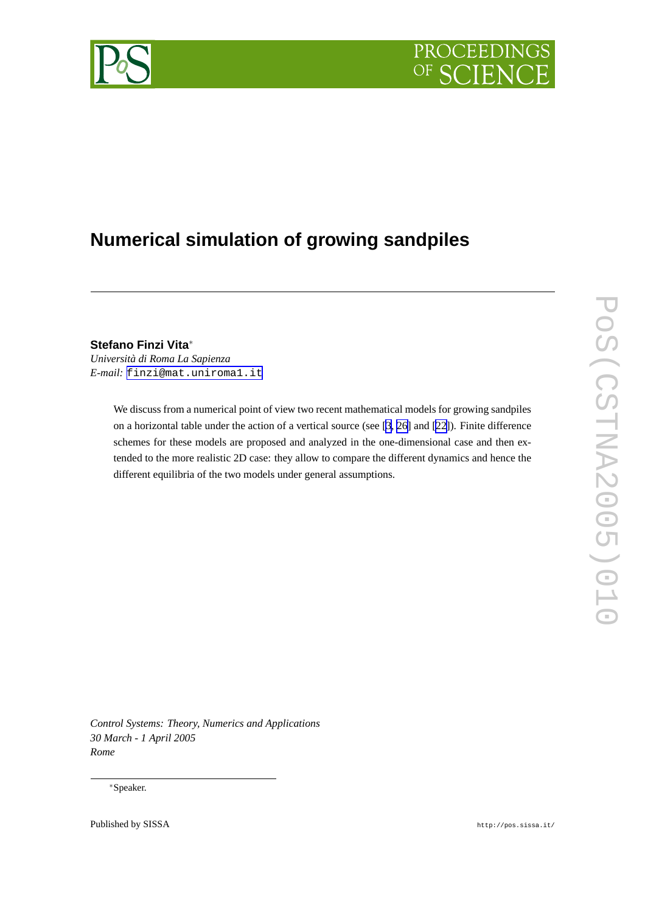# Numerical simulation of growing sandpiles

**Stefano Finzi Vita**[*]
*Università di Roma La Sapienza*
*E-mail:* finzi@mat.uniroma1.it

We discuss from a numerical point of view two recent mathematical models for growing sandpiles on a horizontal table under the action of a vertical source (see [3, 26] and [22]). Finite difference schemes for these models are proposed and analyzed in the one-dimensional case and then extended to the more realistic 2D case: they allow to compare the different dynamics and hence the different equilibria of the two models under general assumptions.

*Control Systems: Theory, Numerics and Applications*
*30 March - 1 April 2005*
*Rome*

[*]Speaker.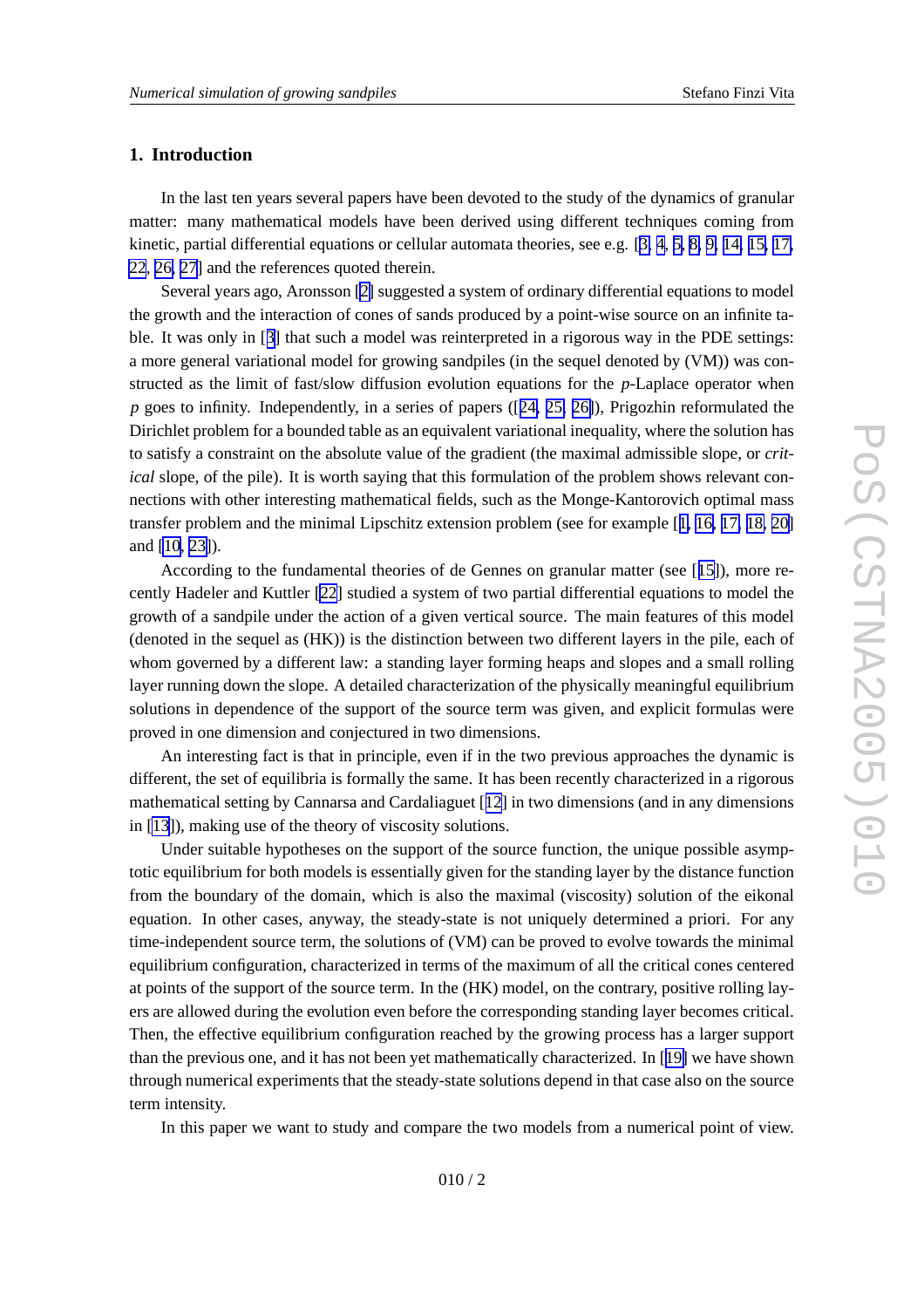## 1. Introduction

In the last ten years several papers have been devoted to the study of the dynamics of granular matter: many mathematical models have been derived using different techniques coming from kinetic, partial differential equations or cellular automata theories, see e.g. [3, 4, 5, 8, 9, 14, 15, 17, 22, 26, 27] and the references quoted therein.

Several years ago, Aronsson [2] suggested a system of ordinary differential equations to model the growth and the interaction of cones of sands produced by a point-wise source on an infinite table. It was only in [3] that such a model was reinterpreted in a rigorous way in the PDE settings: a more general variational model for growing sandpiles (in the sequel denoted by (VM)) was constructed as the limit of fast/slow diffusion evolution equations for the $p$-Laplace operator when $p$ goes to infinity. Independently, in a series of papers ([24, 25, 26]), Prigozhin reformulated the Dirichlet problem for a bounded table as an equivalent variational inequality, where the solution has to satisfy a constraint on the absolute value of the gradient (the maximal admissible slope, or *critical* slope, of the pile). It is worth saying that this formulation of the problem shows relevant connections with other interesting mathematical fields, such as the Monge-Kantorovich optimal mass transfer problem and the minimal Lipschitz extension problem (see for example [1, 16, 17, 18, 20] and [10, 23]).

According to the fundamental theories of de Gennes on granular matter (see [15]), more recently Hadeler and Kuttler [22] studied a system of two partial differential equations to model the growth of a sandpile under the action of a given vertical source. The main features of this model (denoted in the sequel as (HK)) is the distinction between two different layers in the pile, each of whom governed by a different law: a standing layer forming heaps and slopes and a small rolling layer running down the slope. A detailed characterization of the physically meaningful equilibrium solutions in dependence of the support of the source term was given, and explicit formulas were proved in one dimension and conjectured in two dimensions.

An interesting fact is that in principle, even if in the two previous approaches the dynamic is different, the set of equilibria is formally the same. It has been recently characterized in a rigorous mathematical setting by Cannarsa and Cardaliaguet [12] in two dimensions (and in any dimensions in [13]), making use of the theory of viscosity solutions.

Under suitable hypotheses on the support of the source function, the unique possible asymptotic equilibrium for both models is essentially given for the standing layer by the distance function from the boundary of the domain, which is also the maximal (viscosity) solution of the eikonal equation. In other cases, anyway, the steady-state is not uniquely determined a priori. For any time-independent source term, the solutions of (VM) can be proved to evolve towards the minimal equilibrium configuration, characterized in terms of the maximum of all the critical cones centered at points of the support of the source term. In the (HK) model, on the contrary, positive rolling layers are allowed during the evolution even before the corresponding standing layer becomes critical. Then, the effective equilibrium configuration reached by the growing process has a larger support than the previous one, and it has not been yet mathematically characterized. In [19] we have shown through numerical experiments that the steady-state solutions depend in that case also on the source term intensity.

In this paper we want to study and compare the two models from a numerical point of view.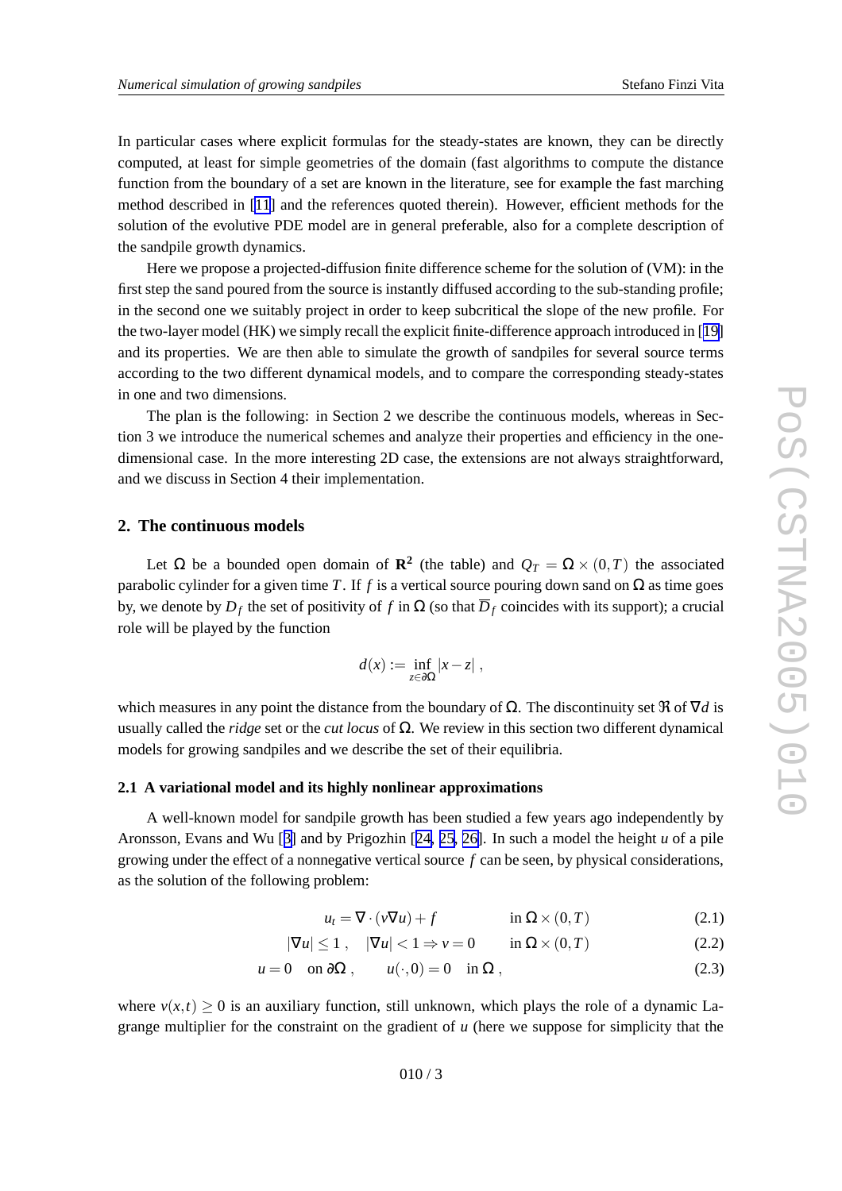In particular cases where explicit formulas for the steady-states are known, they can be directly computed, at least for simple geometries of the domain (fast algorithms to compute the distance function from the boundary of a set are known in the literature, see for example the fast marching method described in [11] and the references quoted therein). However, efficient methods for the solution of the evolutive PDE model are in general preferable, also for a complete description of the sandpile growth dynamics.

Here we propose a projected-diffusion finite difference scheme for the solution of (VM): in the first step the sand poured from the source is instantly diffused according to the sub-standing profile; in the second one we suitably project in order to keep subcritical the slope of the new profile. For the two-layer model (HK) we simply recall the explicit finite-difference approach introduced in [19] and its properties. We are then able to simulate the growth of sandpiles for several source terms according to the two different dynamical models, and to compare the corresponding steady-states in one and two dimensions.

The plan is the following: in Section 2 we describe the continuous models, whereas in Section 3 we introduce the numerical schemes and analyze their properties and efficiency in the one-dimensional case. In the more interesting 2D case, the extensions are not always straightforward, and we discuss in Section 4 their implementation.

## 2. The continuous models

Let $\Omega$ be a bounded open domain of $\mathbf{R}^2$ (the table) and $Q_T = \Omega \times (0,T)$ the associated parabolic cylinder for a given time $T$. If $f$ is a vertical source pouring down sand on $\Omega$ as time goes by, we denote by $D_f$ the set of positivity of $f$ in $\Omega$ (so that $\overline{D}_f$ coincides with its support); a crucial role will be played by the function

$$d(x) := \inf_{z \in \partial\Omega} |x - z| \, ,$$

which measures in any point the distance from the boundary of $\Omega$. The discontinuity set $\mathfrak{R}$ of $\nabla d$ is usually called the *ridge* set or the *cut locus* of $\Omega$. We review in this section two different dynamical models for growing sandpiles and we describe the set of their equilibria.

### 2.1 A variational model and its highly nonlinear approximations

A well-known model for sandpile growth has been studied a few years ago independently by Aronsson, Evans and Wu [3] and by Prigozhin [24, 25, 26]. In such a model the height $u$ of a pile growing under the effect of a nonnegative vertical source $f$ can be seen, by physical considerations, as the solution of the following problem:

$$u_t = \nabla \cdot (v \nabla u) + f \qquad \text{in } \Omega \times (0,T) \tag{2.1}$$

$$|\nabla u| \le 1 \, , \quad |\nabla u| < 1 \Rightarrow v = 0 \qquad \text{in } \Omega \times (0,T) \tag{2.2}$$

$$u = 0 \quad \text{on } \partial\Omega \, , \qquad u(\cdot, 0) = 0 \quad \text{in } \Omega \, , \tag{2.3}$$

where $v(x,t) \ge 0$ is an auxiliary function, still unknown, which plays the role of a dynamic Lagrange multiplier for the constraint on the gradient of $u$ (here we suppose for simplicity that the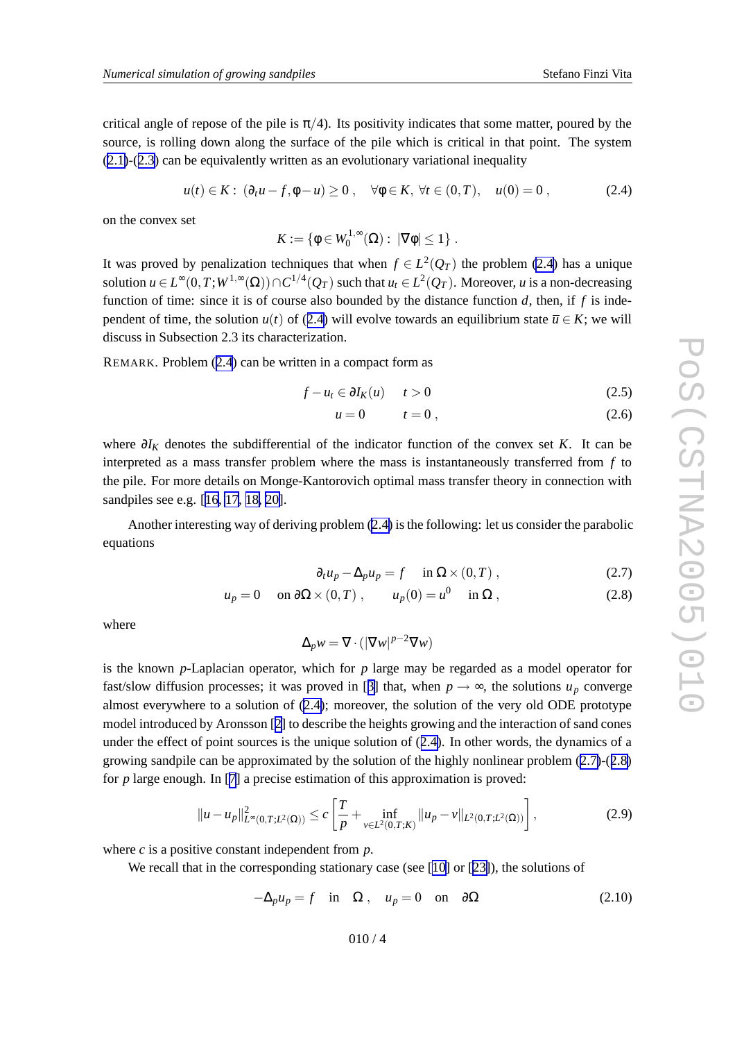critical angle of repose of the pile is $\pi/4$). Its positivity indicates that some matter, poured by the source, is rolling down along the surface of the pile which is critical in that point. The system (2.1)-(2.3) can be equivalently written as an evolutionary variational inequality

$$u(t) \in K: \ (\partial_t u - f, \varphi - u) \geq 0 \ , \quad \forall \varphi \in K, \ \forall t \in (0,T), \quad u(0) = 0 \ , \tag{2.4}$$

on the convex set

$$K := \{\varphi \in W_0^{1,\infty}(\Omega) : \ |\nabla \varphi| \leq 1\} \ .$$

It was proved by penalization techniques that when $f \in L^2(Q_T)$ the problem (2.4) has a unique solution $u \in L^\infty(0,T;W^{1,\infty}(\Omega)) \cap C^{1/4}(Q_T)$ such that $u_t \in L^2(Q_T)$. Moreover, $u$ is a non-decreasing function of time: since it is of course also bounded by the distance function $d$, then, if $f$ is independent of time, the solution $u(t)$ of (2.4) will evolve towards an equilibrium state $\overline{u} \in K$; we will discuss in Subsection 2.3 its characterization.

REMARK. Problem (2.4) can be written in a compact form as

$$f - u_t \in \partial I_K(u) \qquad t > 0 \tag{2.5}$$

$$u = 0 \qquad t = 0 \ , \tag{2.6}$$

where $\partial I_K$ denotes the subdifferential of the indicator function of the convex set $K$. It can be interpreted as a mass transfer problem where the mass is instantaneously transferred from $f$ to the pile. For more details on Monge-Kantorovich optimal mass transfer theory in connection with sandpiles see e.g. [16, 17, 18, 20].

Another interesting way of deriving problem (2.4) is the following: let us consider the parabolic equations

$$\partial_t u_p - \Delta_p u_p = f \quad \text{in } \Omega \times (0,T) \ , \tag{2.7}$$

$$u_p = 0 \quad \text{on } \partial\Omega \times (0,T) \ , \qquad u_p(0) = u^0 \quad \text{in } \Omega \ , \tag{2.8}$$

where

$$\Delta_p w = \nabla \cdot (|\nabla w|^{p-2} \nabla w)$$

is the known $p$-Laplacian operator, which for $p$ large may be regarded as a model operator for fast/slow diffusion processes; it was proved in [3] that, when $p \to \infty$, the solutions $u_p$ converge almost everywhere to a solution of (2.4); moreover, the solution of the very old ODE prototype model introduced by Aronsson [2] to describe the heights growing and the interaction of sand cones under the effect of point sources is the unique solution of (2.4). In other words, the dynamics of a growing sandpile can be approximated by the solution of the highly nonlinear problem (2.7)-(2.8) for $p$ large enough. In [7] a precise estimation of this approximation is proved:

$$\|u - u_p\|^2_{L^\infty(0,T;L^2(\Omega))} \leq c \left[ \frac{T}{p} + \inf_{v \in L^2(0,T;K)} \|u_p - v\|_{L^2(0,T;L^2(\Omega))} \right] , \tag{2.9}$$

where $c$ is a positive constant independent from $p$.

We recall that in the corresponding stationary case (see [10] or [23]), the solutions of

$$-\Delta_p u_p = f \quad \text{in} \quad \Omega \ , \quad u_p = 0 \quad \text{on} \quad \partial\Omega \tag{2.10}$$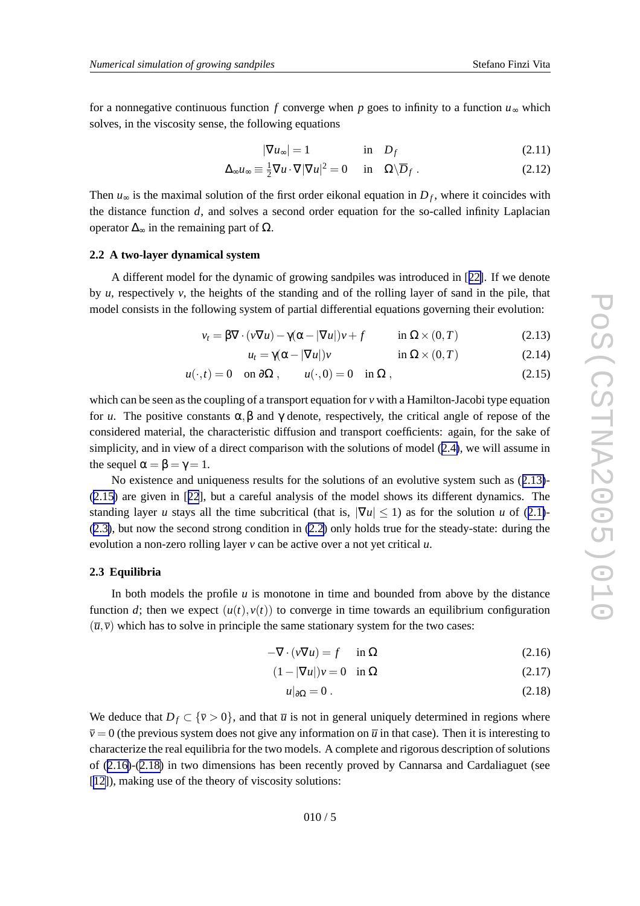for a nonnegative continuous function $f$ converge when $p$ goes to infinity to a function $u_\infty$ which solves, in the viscosity sense, the following equations

$$|\nabla u_\infty| = 1 \qquad \text{in} \quad D_f \tag{2.11}$$

$$\Delta_\infty u_\infty \equiv \frac{1}{2}\nabla u \cdot \nabla |\nabla u|^2 = 0 \qquad \text{in} \quad \Omega \backslash \overline{D}_f \; . \tag{2.12}$$

Then $u_\infty$ is the maximal solution of the first order eikonal equation in $D_f$, where it coincides with the distance function $d$, and solves a second order equation for the so-called infinity Laplacian operator $\Delta_\infty$ in the remaining part of $\Omega$.

### 2.2 A two-layer dynamical system

A different model for the dynamic of growing sandpiles was introduced in [22]. If we denote by $u$, respectively $v$, the heights of the standing and of the rolling layer of sand in the pile, that model consists in the following system of partial differential equations governing their evolution:

$$v_t = \beta \nabla \cdot (v \nabla u) - \gamma(\alpha - |\nabla u|)v + f \qquad \text{in } \Omega \times (0,T) \tag{2.13}$$

$$u_t = \gamma(\alpha - |\nabla u|)v \qquad \text{in } \Omega \times (0,T) \tag{2.14}$$

$$u(\cdot,t) = 0 \quad \text{on } \partial\Omega \; , \qquad u(\cdot,0) = 0 \quad \text{in } \Omega \; , \tag{2.15}$$

which can be seen as the coupling of a transport equation for $v$ with a Hamilton-Jacobi type equation for $u$. The positive constants $\alpha, \beta$ and $\gamma$ denote, respectively, the critical angle of repose of the considered material, the characteristic diffusion and transport coefficients: again, for the sake of simplicity, and in view of a direct comparison with the solutions of model (2.4), we will assume in the sequel $\alpha = \beta = \gamma = 1$.

No existence and uniqueness results for the solutions of an evolutive system such as (2.13)-(2.15) are given in [22], but a careful analysis of the model shows its different dynamics. The standing layer $u$ stays all the time subcritical (that is, $|\nabla u| \leq 1$) as for the solution $u$ of (2.1)-(2.3), but now the second strong condition in (2.2) only holds true for the steady-state: during the evolution a non-zero rolling layer $v$ can be active over a not yet critical $u$.

### 2.3 Equilibria

In both models the profile $u$ is monotone in time and bounded from above by the distance function $d$; then we expect $(u(t), v(t))$ to converge in time towards an equilibrium configuration $(\overline{u}, \overline{v})$ which has to solve in principle the same stationary system for the two cases:

$$-\nabla \cdot (v \nabla u) = f \qquad \text{in } \Omega \tag{2.16}$$

$$(1 - |\nabla u|)v = 0 \qquad \text{in } \Omega \tag{2.17}$$

$$u|_{\partial\Omega} = 0 \; . \tag{2.18}$$

We deduce that $D_f \subset \{\overline{v} > 0\}$, and that $\overline{u}$ is not in general uniquely determined in regions where $\overline{v} = 0$ (the previous system does not give any information on $\overline{u}$ in that case). Then it is interesting to characterize the real equilibria for the two models. A complete and rigorous description of solutions of (2.16)-(2.18) in two dimensions has been recently proved by Cannarsa and Cardaliaguet (see [12]), making use of the theory of viscosity solutions: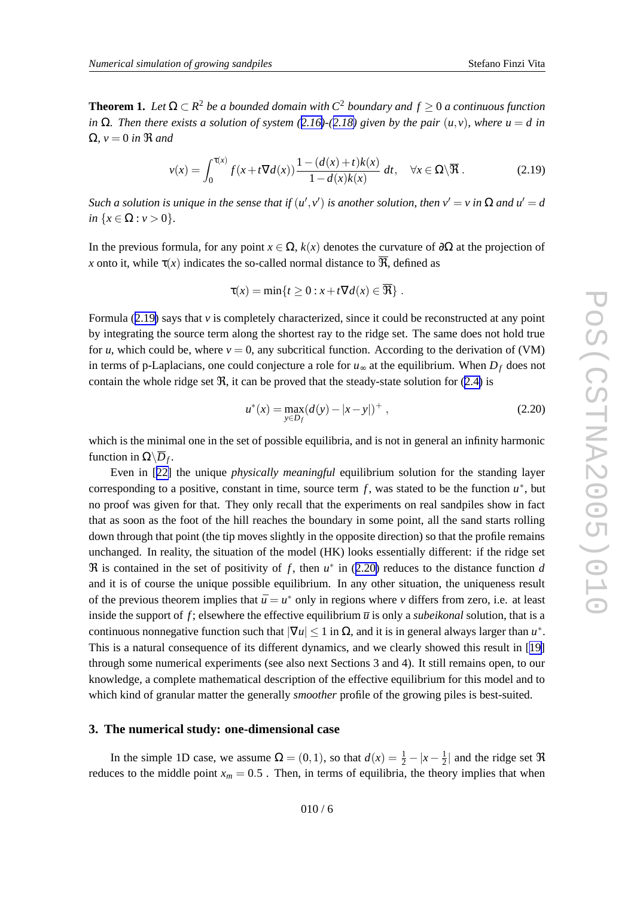**Theorem 1.** *Let $\Omega \subset R^2$ be a bounded domain with $C^2$ boundary and $f \geq 0$ a continuous function in $\Omega$. Then there exists a solution of system (2.16)-(2.18) given by the pair $(u,v)$, where $u = d$ in $\Omega$, $v = 0$ in $\mathfrak{R}$ and*

$$v(x) = \int_0^{\tau(x)} f(x + t\nabla d(x)) \frac{1-(d(x)+t)k(x)}{1-d(x)k(x)} \, dt, \quad \forall x \in \Omega \backslash \overline{\mathfrak{R}} \,. \tag{2.19}$$

*Such a solution is unique in the sense that if $(u', v')$ is another solution, then $v' = v$ in $\Omega$ and $u' = d$ in $\{x \in \Omega : v > 0\}$.*

In the previous formula, for any point $x \in \Omega$, $k(x)$ denotes the curvature of $\partial\Omega$ at the projection of $x$ onto it, while $\tau(x)$ indicates the so-called normal distance to $\overline{\mathfrak{R}}$, defined as

$$\tau(x) = \min\{t \geq 0 : x + t\nabla d(x) \in \overline{\mathfrak{R}}\} \,.$$

Formula (2.19) says that $v$ is completely characterized, since it could be reconstructed at any point by integrating the source term along the shortest ray to the ridge set. The same does not hold true for $u$, which could be, where $v = 0$, any subcritical function. According to the derivation of (VM) in terms of p-Laplacians, one could conjecture a role for $u_\infty$ at the equilibrium. When $D_f$ does not contain the whole ridge set $\mathfrak{R}$, it can be proved that the steady-state solution for (2.4) is

$$u^*(x) = \max_{y \in D_f} (d(y) - |x-y|)^+ \,, \tag{2.20}$$

which is the minimal one in the set of possible equilibria, and is not in general an infinity harmonic function in $\Omega \backslash \overline{D}_f$.

Even in [22] the unique *physically meaningful* equilibrium solution for the standing layer corresponding to a positive, constant in time, source term $f$, was stated to be the function $u^*$, but no proof was given for that. They only recall that the experiments on real sandpiles show in fact that as soon as the foot of the hill reaches the boundary in some point, all the sand starts rolling down through that point (the tip moves slightly in the opposite direction) so that the profile remains unchanged. In reality, the situation of the model (HK) looks essentially different: if the ridge set $\mathfrak{R}$ is contained in the set of positivity of $f$, then $u^*$ in (2.20) reduces to the distance function $d$ and it is of course the unique possible equilibrium. In any other situation, the uniqueness result of the previous theorem implies that $\overline{u} = u^*$ only in regions where $v$ differs from zero, i.e. at least inside the support of $f$; elsewhere the effective equilibrium $\overline{u}$ is only a *subeikonal* solution, that is a continuous nonnegative function such that $|\nabla u| \leq 1$ in $\Omega$, and it is in general always larger than $u^*$. This is a natural consequence of its different dynamics, and we clearly showed this result in [19] through some numerical experiments (see also next Sections 3 and 4). It still remains open, to our knowledge, a complete mathematical description of the effective equilibrium for this model and to which kind of granular matter the generally *smoother* profile of the growing piles is best-suited.

## 3. The numerical study: one-dimensional case

In the simple 1D case, we assume $\Omega = (0,1)$, so that $d(x) = \frac{1}{2} - |x - \frac{1}{2}|$ and the ridge set $\mathfrak{R}$ reduces to the middle point $x_m = 0.5$ . Then, in terms of equilibria, the theory implies that when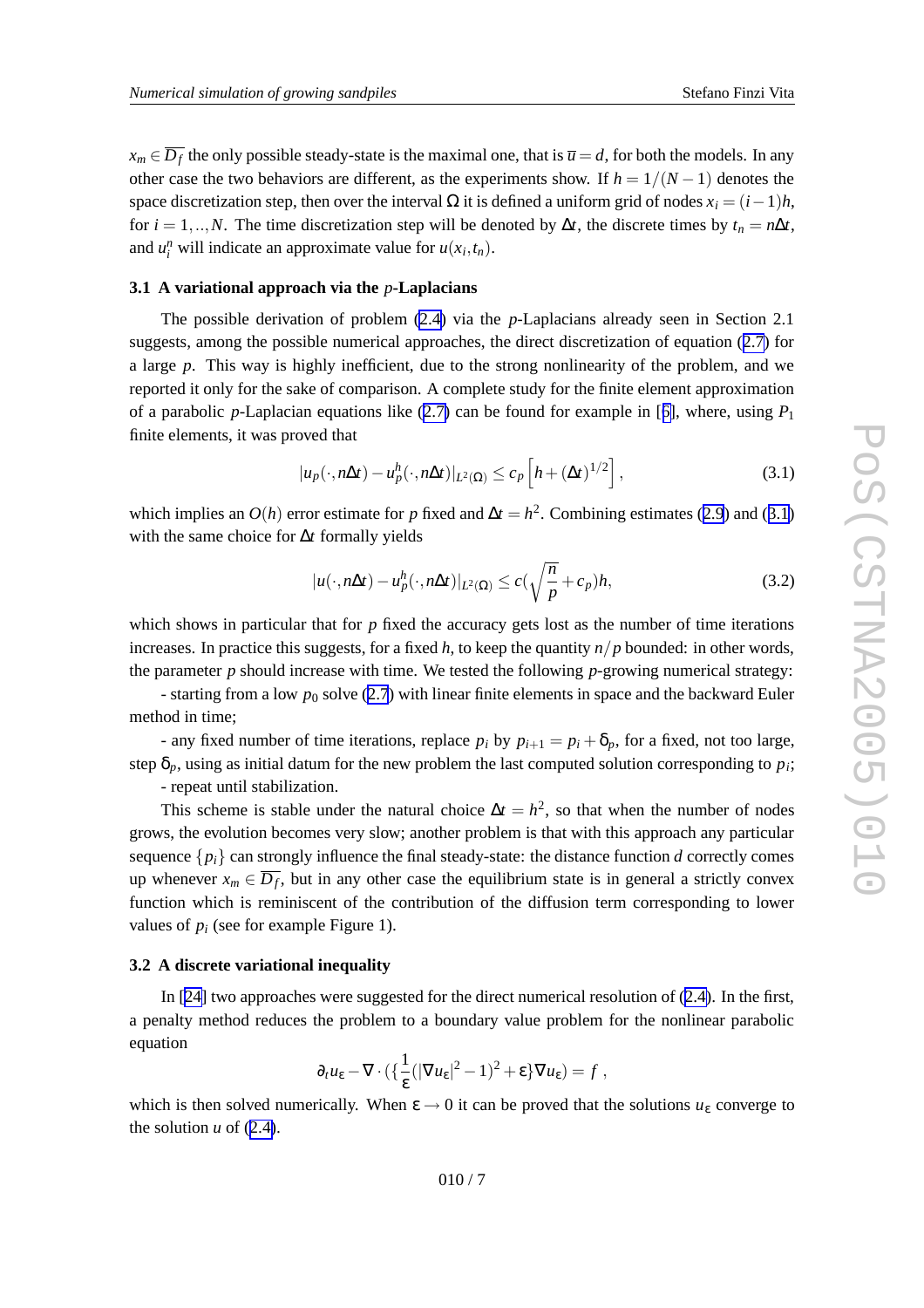$x_m \in \overline{D_f}$ the only possible steady-state is the maximal one, that is $\overline{u} = d$, for both the models. In any other case the two behaviors are different, as the experiments show. If $h = 1/(N-1)$ denotes the space discretization step, then over the interval $\Omega$ it is defined a uniform grid of nodes $x_i = (i-1)h$, for $i = 1,..,N$. The time discretization step will be denoted by $\Delta t$, the discrete times by $t_n = n\Delta t$, and $u_i^n$ will indicate an approximate value for $u(x_i, t_n)$.

### 3.1 A variational approach via the $p$-Laplacians

The possible derivation of problem (2.4) via the $p$-Laplacians already seen in Section 2.1 suggests, among the possible numerical approaches, the direct discretization of equation (2.7) for a large $p$. This way is highly inefficient, due to the strong nonlinearity of the problem, and we reported it only for the sake of comparison. A complete study for the finite element approximation of a parabolic $p$-Laplacian equations like (2.7) can be found for example in [5], where, using $P_1$ finite elements, it was proved that

$$|u_p(\cdot, n\Delta t) - u_p^h(\cdot, n\Delta t)|_{L^2(\Omega)} \leq c_p \left[ h + (\Delta t)^{1/2} \right], \tag{3.1}$$

which implies an $O(h)$ error estimate for $p$ fixed and $\Delta t = h^2$. Combining estimates (2.9) and (3.1) with the same choice for $\Delta t$ formally yields

$$|u(\cdot, n\Delta t) - u_p^h(\cdot, n\Delta t)|_{L^2(\Omega)} \leq c(\sqrt{\frac{n}{p}} + c_p)h, \tag{3.2}$$

which shows in particular that for $p$ fixed the accuracy gets lost as the number of time iterations increases. In practice this suggests, for a fixed $h$, to keep the quantity $n/p$ bounded: in other words, the parameter $p$ should increase with time. We tested the following $p$-growing numerical strategy:

- starting from a low $p_0$ solve (2.7) with linear finite elements in space and the backward Euler method in time;

- any fixed number of time iterations, replace $p_i$ by $p_{i+1} = p_i + \delta_p$, for a fixed, not too large, step $\delta_p$, using as initial datum for the new problem the last computed solution corresponding to $p_i$;

- repeat until stabilization.

This scheme is stable under the natural choice $\Delta t = h^2$, so that when the number of nodes grows, the evolution becomes very slow; another problem is that with this approach any particular sequence $\{p_i\}$ can strongly influence the final steady-state: the distance function $d$ correctly comes up whenever $x_m \in \overline{D_f}$, but in any other case the equilibrium state is in general a strictly convex function which is reminiscent of the contribution of the diffusion term corresponding to lower values of $p_i$ (see for example Figure 1).

### 3.2 A discrete variational inequality

In [24] two approaches were suggested for the direct numerical resolution of (2.4). In the first, a penalty method reduces the problem to a boundary value problem for the nonlinear parabolic equation

$$\partial_t u_\varepsilon - \nabla \cdot (\{\frac{1}{\varepsilon}(|\nabla u_\varepsilon|^2 - 1)^2 + \varepsilon\} \nabla u_\varepsilon) = f \; ,$$

which is then solved numerically. When $\varepsilon \to 0$ it can be proved that the solutions $u_\varepsilon$ converge to the solution $u$ of (2.4).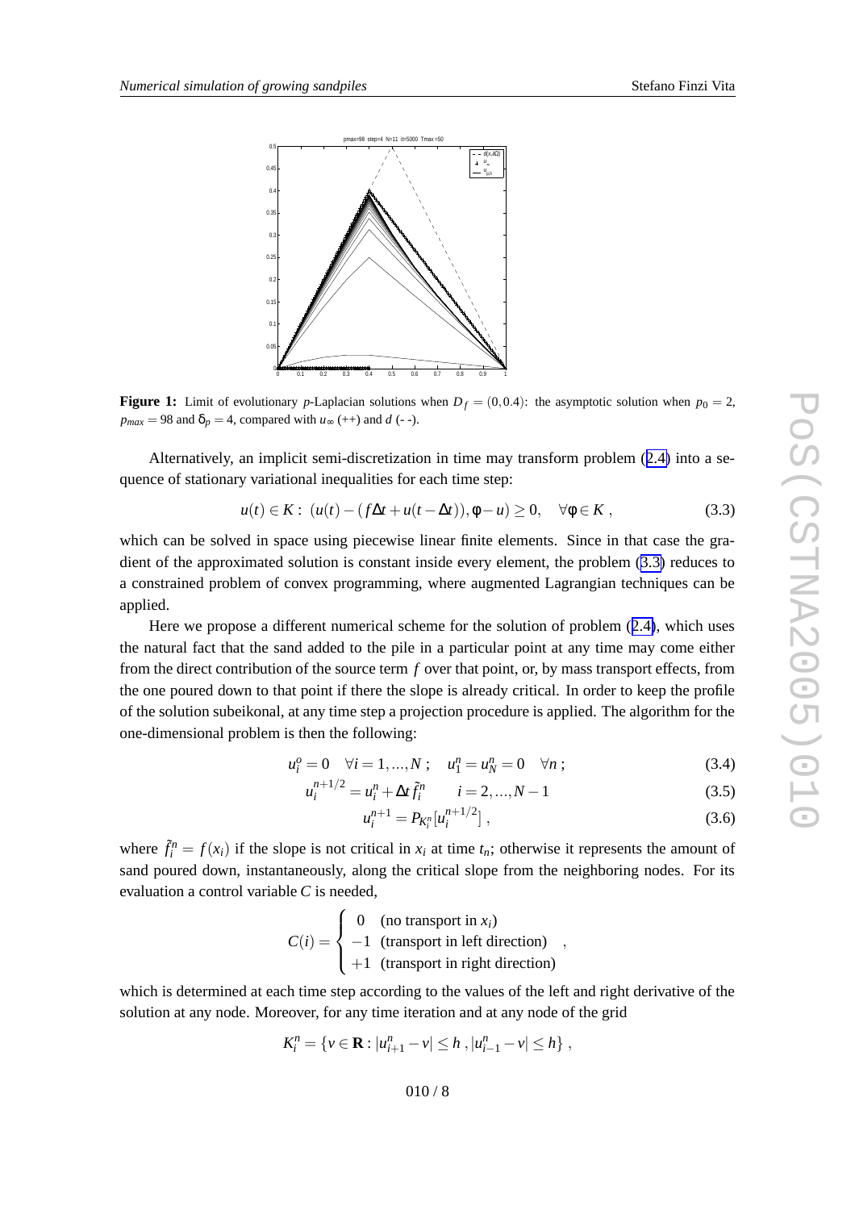**Figure 1:** Limit of evolutionary $p$-Laplacian solutions when $D_f = (0, 0.4)$: the asymptotic solution when $p_0 = 2$, $p_{max} = 98$ and $\delta_p = 4$, compared with $u_\infty$ (++) and $d$ (- -).

Alternatively, an implicit semi-discretization in time may transform problem (2.4) into a sequence of stationary variational inequalities for each time step:

$$u(t) \in K: \ (u(t) - (f\Delta t + u(t - \Delta t)), \phi - u) \geq 0, \quad \forall \phi \in K \ , \tag{3.3}$$

which can be solved in space using piecewise linear finite elements. Since in that case the gradient of the approximated solution is constant inside every element, the problem (3.3) reduces to a constrained problem of convex programming, where augmented Lagrangian techniques can be applied.

Here we propose a different numerical scheme for the solution of problem (2.4), which uses the natural fact that the sand added to the pile in a particular point at any time may come either from the direct contribution of the source term $f$ over that point, or, by mass transport effects, from the one poured down to that point if there the slope is already critical. In order to keep the profile of the solution subeikonal, at any time step a projection procedure is applied. The algorithm for the one-dimensional problem is then the following:

$$u_i^o = 0 \quad \forall i = 1, ..., N \ ; \quad u_1^n = u_N^n = 0 \quad \forall n \ ; \tag{3.4}$$

$$u_i^{n+1/2} = u_i^n + \Delta t \, \tilde{f}_i^n \qquad i = 2, ..., N-1 \tag{3.5}$$

$$u_i^{n+1} = P_{K_i^n}[u_i^{n+1/2}] \ , \tag{3.6}$$

where $\tilde{f}_i^n = f(x_i)$ if the slope is not critical in $x_i$ at time $t_n$; otherwise it represents the amount of sand poured down, instantaneously, along the critical slope from the neighboring nodes. For its evaluation a control variable $C$ is needed,

$$C(i) = \begin{cases} 0 & \text{(no transport in } x_i) \\ -1 & \text{(transport in left direction)} \\ +1 & \text{(transport in right direction)} \end{cases} \ ,$$

which is determined at each time step according to the values of the left and right derivative of the solution at any node. Moreover, for any time iteration and at any node of the grid

$$K_i^n = \{ v \in \mathbf{R} : |u_{i+1}^n - v| \leq h \ , |u_{i-1}^n - v| \leq h \} \ ,$$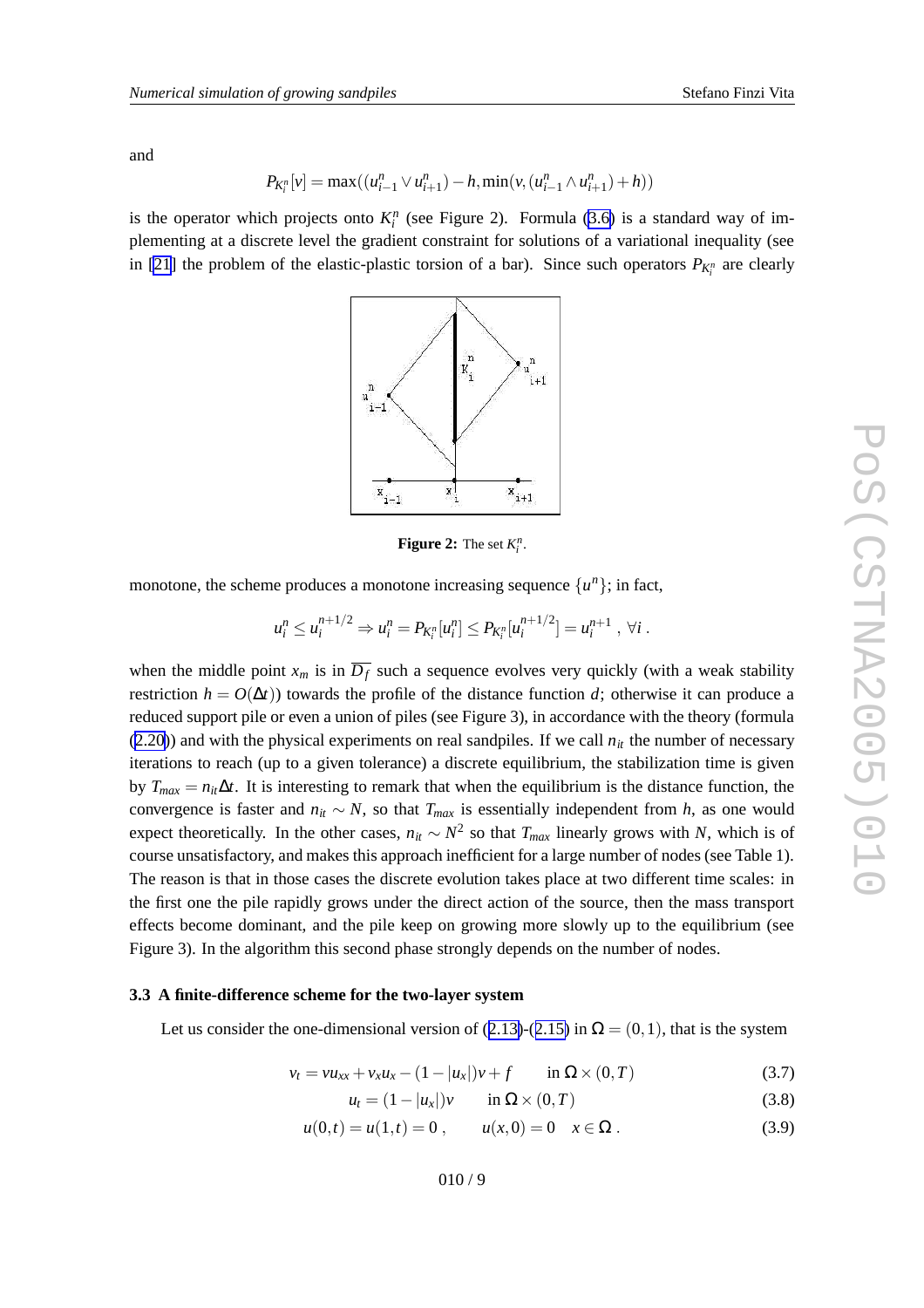and

$$P_{K_i^n}[v] = \max((u_{i-1}^n \vee u_{i+1}^n) - h, \min(v, (u_{i-1}^n \wedge u_{i+1}^n) + h))$$

is the operator which projects onto $K_i^n$ (see Figure 2). Formula (3.6) is a standard way of implementing at a discrete level the gradient constraint for solutions of a variational inequality (see in [21] the problem of the elastic-plastic torsion of a bar). Since such operators $P_{K_i^n}$ are clearly

**Figure 2:** The set $K_i^n$.

monotone, the scheme produces a monotone increasing sequence $\{u^n\}$; in fact,

$$u_i^n \le u_i^{n+1/2} \Rightarrow u_i^n = P_{K_i^n}[u_i^n] \le P_{K_i^n}[u_i^{n+1/2}] = u_i^{n+1}\ ,\ \forall i\ .$$

when the middle point $x_m$ is in $\overline{D_f}$ such a sequence evolves very quickly (with a weak stability restriction $h = O(\Delta t)$) towards the profile of the distance function $d$; otherwise it can produce a reduced support pile or even a union of piles (see Figure 3), in accordance with the theory (formula (2.20)) and with the physical experiments on real sandpiles. If we call $n_{it}$ the number of necessary iterations to reach (up to a given tolerance) a discrete equilibrium, the stabilization time is given by $T_{max} = n_{it}\Delta t$. It is interesting to remark that when the equilibrium is the distance function, the convergence is faster and $n_{it} \sim N$, so that $T_{max}$ is essentially independent from $h$, as one would expect theoretically. In the other cases, $n_{it} \sim N^2$ so that $T_{max}$ linearly grows with $N$, which is of course unsatisfactory, and makes this approach inefficient for a large number of nodes (see Table 1). The reason is that in those cases the discrete evolution takes place at two different time scales: in the first one the pile rapidly grows under the direct action of the source, then the mass transport effects become dominant, and the pile keep on growing more slowly up to the equilibrium (see Figure 3). In the algorithm this second phase strongly depends on the number of nodes.

### 3.3 A finite-difference scheme for the two-layer system

Let us consider the one-dimensional version of (2.13)-(2.15) in $\Omega = (0,1)$, that is the system

$$v_t = vu_{xx} + v_x u_x - (1-|u_x|)v + f \qquad \text{in } \Omega \times (0,T) \tag{3.7}$$

$$u_t = (1-|u_x|)v \qquad \text{in } \Omega \times (0,T) \tag{3.8}$$

$$u(0,t) = u(1,t) = 0\ , \qquad u(x,0) = 0 \quad x \in \Omega\ . \tag{3.9}$$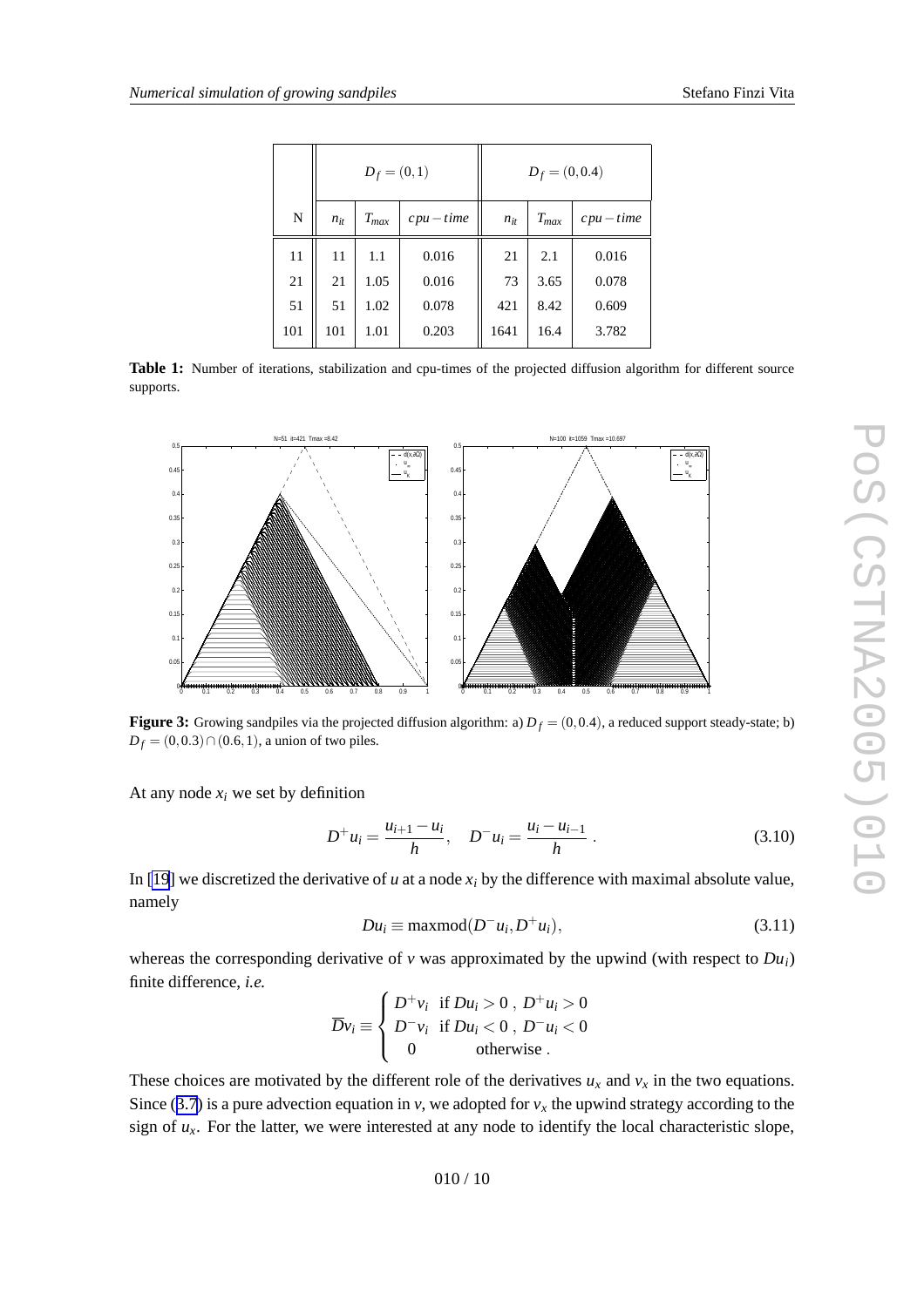| N | $D_f = (0,1)$ | | | $D_f = (0,0.4)$ | | |
|---|---|---|---|---|---|---|
| | $n_{it}$ | $T_{max}$ | $cpu-time$ | $n_{it}$ | $T_{max}$ | $cpu-time$ |
| 11 | 11 | 1.1 | 0.016 | 21 | 2.1 | 0.016 |
| 21 | 21 | 1.05 | 0.016 | 73 | 3.65 | 0.078 |
| 51 | 51 | 1.02 | 0.078 | 421 | 8.42 | 0.609 |
| 101 | 101 | 1.01 | 0.203 | 1641 | 16.4 | 3.782 |

**Table 1:** Number of iterations, stabilization and cpu-times of the projected diffusion algorithm for different source supports.

**Figure 3:** Growing sandpiles via the projected diffusion algorithm: a) $D_f = (0,0.4)$, a reduced support steady-state; b) $D_f = (0,0.3) \cap (0.6,1)$, a union of two piles.

At any node $x_i$ we set by definition

$$D^+u_i = \frac{u_{i+1} - u_i}{h}, \quad D^-u_i = \frac{u_i - u_{i-1}}{h} \, . \tag{3.10}$$

In [19] we discretized the derivative of $u$ at a node $x_i$ by the difference with maximal absolute value, namely

$$Du_i \equiv \text{maxmod}(D^-u_i, D^+u_i), \tag{3.11}$$

whereas the corresponding derivative of $v$ was approximated by the upwind (with respect to $Du_i$) finite difference, *i.e.*

$$\overline{D}v_i \equiv \begin{cases} D^+v_i & \text{if } Du_i > 0 \, , \, D^+u_i > 0 \\ D^-v_i & \text{if } Du_i < 0 \, , \, D^-u_i < 0 \\ 0 & \text{otherwise} \, . \end{cases}$$

These choices are motivated by the different role of the derivatives $u_x$ and $v_x$ in the two equations. Since (3.7) is a pure advection equation in $v$, we adopted for $v_x$ the upwind strategy according to the sign of $u_x$. For the latter, we were interested at any node to identify the local characteristic slope,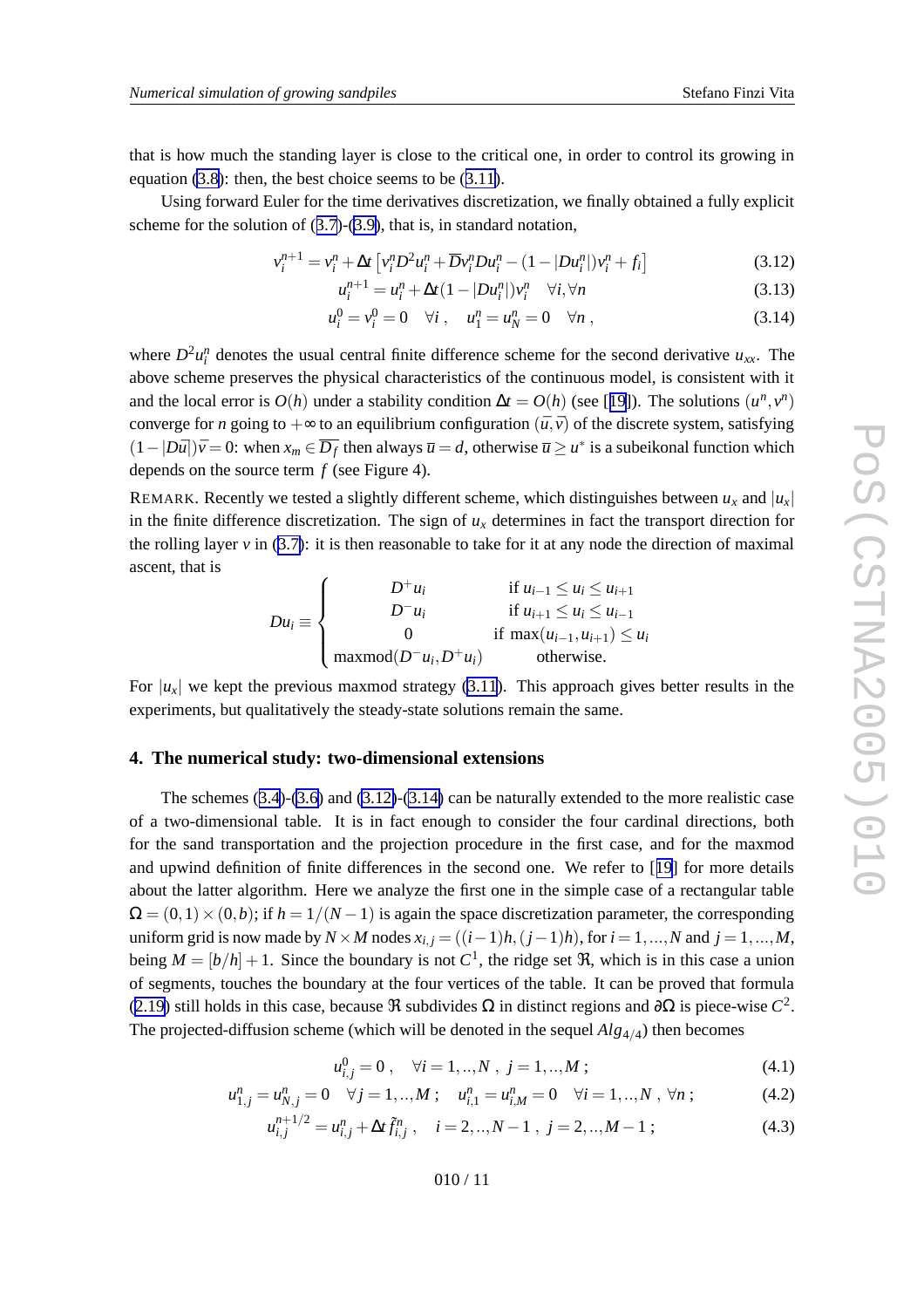that is how much the standing layer is close to the critical one, in order to control its growing in equation (3.8): then, the best choice seems to be (3.11).

Using forward Euler for the time derivatives discretization, we finally obtained a fully explicit scheme for the solution of (3.7)-(3.9), that is, in standard notation,

$$v_i^{n+1} = v_i^n + \Delta t \left[ v_i^n D^2 u_i^n + \overline{D} v_i^n D u_i^n - (1 - |Du_i^n|) v_i^n + f_i \right] \tag{3.12}$$

$$u_i^{n+1} = u_i^n + \Delta t (1 - |Du_i^n|) v_i^n \quad \forall i, \forall n \tag{3.13}$$

$$u_i^0 = v_i^0 = 0 \quad \forall i \,, \quad u_1^n = u_N^n = 0 \quad \forall n \,, \tag{3.14}$$

where $D^2 u_i^n$ denotes the usual central finite difference scheme for the second derivative $u_{xx}$. The above scheme preserves the physical characteristics of the continuous model, is consistent with it and the local error is $O(h)$ under a stability condition $\Delta t = O(h)$ (see [19]). The solutions $(u^n, v^n)$ converge for $n$ going to $+\infty$ to an equilibrium configuration $(\overline{u}, \overline{v})$ of the discrete system, satisfying $(1 - |D\overline{u}|)\overline{v} = 0$: when $x_m \in \overline{D_f}$ then always $\overline{u} = d$, otherwise $\overline{u} \geq u^*$ is a subeikonal function which depends on the source term $f$ (see Figure 4).

REMARK. Recently we tested a slightly different scheme, which distinguishes between $u_x$ and $|u_x|$ in the finite difference discretization. The sign of $u_x$ determines in fact the transport direction for the rolling layer $v$ in (3.7): it is then reasonable to take for it at any node the direction of maximal ascent, that is

$$Du_i \equiv \begin{cases} D^+ u_i & \text{if } u_{i-1} \leq u_i \leq u_{i+1} \\ D^- u_i & \text{if } u_{i+1} \leq u_i \leq u_{i-1} \\ 0 & \text{if } \max(u_{i-1}, u_{i+1}) \leq u_i \\ \text{maxmod}(D^- u_i, D^+ u_i) & \text{otherwise.} \end{cases}$$

For $|u_x|$ we kept the previous maxmod strategy (3.11). This approach gives better results in the experiments, but qualitatively the steady-state solutions remain the same.

## 4. The numerical study: two-dimensional extensions

The schemes (3.4)-(3.6) and (3.12)-(3.14) can be naturally extended to the more realistic case of a two-dimensional table. It is in fact enough to consider the four cardinal directions, both for the sand transportation and the projection procedure in the first case, and for the maxmod and upwind definition of finite differences in the second one. We refer to [19] for more details about the latter algorithm. Here we analyze the first one in the simple case of a rectangular table $\Omega = (0,1) \times (0,b)$; if $h = 1/(N-1)$ is again the space discretization parameter, the corresponding uniform grid is now made by $N \times M$ nodes $x_{i,j} = ((i-1)h, (j-1)h)$, for $i = 1, ..., N$ and $j = 1, ..., M$, being $M = [b/h] + 1$. Since the boundary is not $C^1$, the ridge set $\mathfrak{R}$, which is in this case a union of segments, touches the boundary at the four vertices of the table. It can be proved that formula (2.19) still holds in this case, because $\mathfrak{R}$ subdivides $\Omega$ in distinct regions and $\partial\Omega$ is piece-wise $C^2$. The projected-diffusion scheme (which will be denoted in the sequel $Alg_{4/4}$) then becomes

$$u_{i,j}^0 = 0 \,, \quad \forall i = 1, .., N \,, \ j = 1, .., M \,; \tag{4.1}$$

$$u_{1,j}^n = u_{N,j}^n = 0 \quad \forall j = 1, .., M \,; \quad u_{i,1}^n = u_{i,M}^n = 0 \quad \forall i = 1, .., N \,, \forall n \,; \tag{4.2}$$

$$u_{i,j}^{n+1/2} = u_{i,j}^n + \Delta t \, \tilde{f}_{i,j}^n \,, \quad i = 2, .., N-1 \,, \ j = 2, .., M-1 \,; \tag{4.3}$$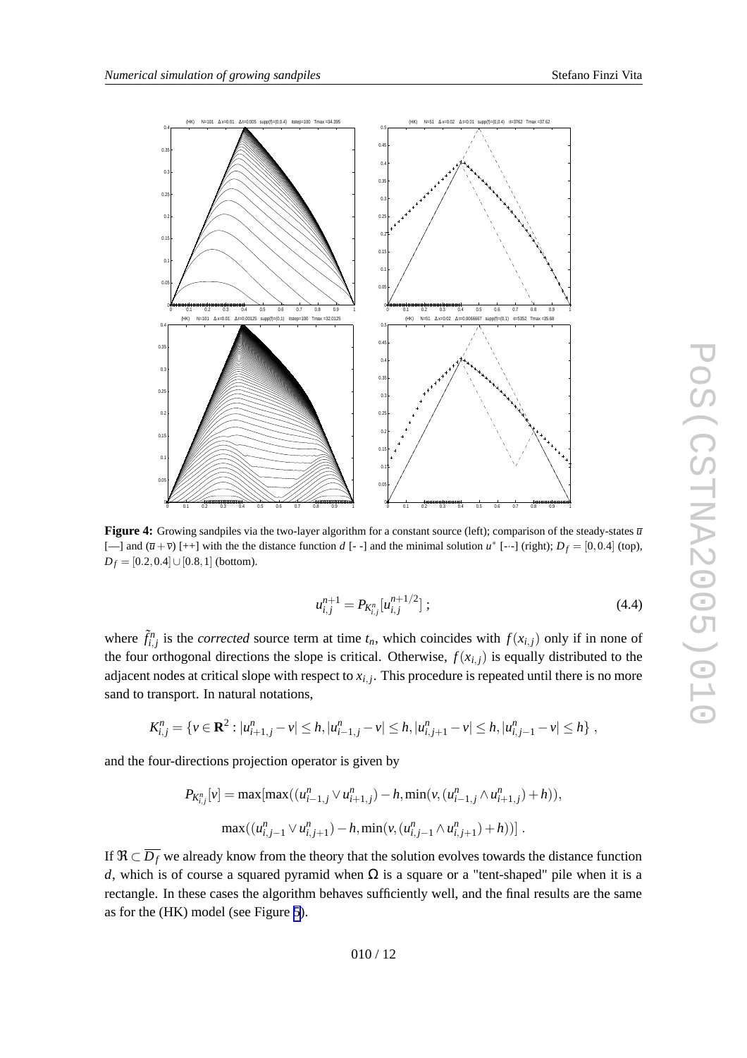**Figure 4:** Growing sandpiles via the two-layer algorithm for a constant source (left); comparison of the steady-states $\overline{u}$ [—] and $(\overline{u}+\overline{v})$ [++] with the the distance function $d$ [- -] and the minimal solution $u^*$ [-·-] (right); $D_f = [0, 0.4]$ (top), $D_f = [0.2, 0.4] \cup [0.8, 1]$ (bottom).

$$u_{i,j}^{n+1} = P_{K_{i,j}^n}[u_{i,j}^{n+1/2}]\ ; \tag{4.4}$$

where $\tilde{f}_{i,j}^n$ is the *corrected* source term at time $t_n$, which coincides with $f(x_{i,j})$ only if in none of the four orthogonal directions the slope is critical. Otherwise, $f(x_{i,j})$ is equally distributed to the adjacent nodes at critical slope with respect to $x_{i,j}$. This procedure is repeated until there is no more sand to transport. In natural notations,

$$K_{i,j}^n = \{v \in \mathbf{R}^2 : |u_{i+1,j}^n - v| \le h, |u_{i-1,j}^n - v| \le h, |u_{i,j+1}^n - v| \le h, |u_{i,j-1}^n - v| \le h\}\ ,$$

and the four-directions projection operator is given by

$$P_{K_{i,j}^n}[v] = \max[\max((u_{i-1,j}^n \vee u_{i+1,j}^n) - h, \min(v, (u_{i-1,j}^n \wedge u_{i+1,j}^n) + h)),$$

$$\max((u_{i,j-1}^n \vee u_{i,j+1}^n) - h, \min(v, (u_{i,j-1}^n \wedge u_{i,j+1}^n) + h))]\ .$$

If $\Re \subset \overline{D_f}$ we already know from the theory that the solution evolves towards the distance function $d$, which is of course a squared pyramid when $\Omega$ is a square or a "tent-shaped" pile when it is a rectangle. In these cases the algorithm behaves sufficiently well, and the final results are the same as for the (HK) model (see Figure 5).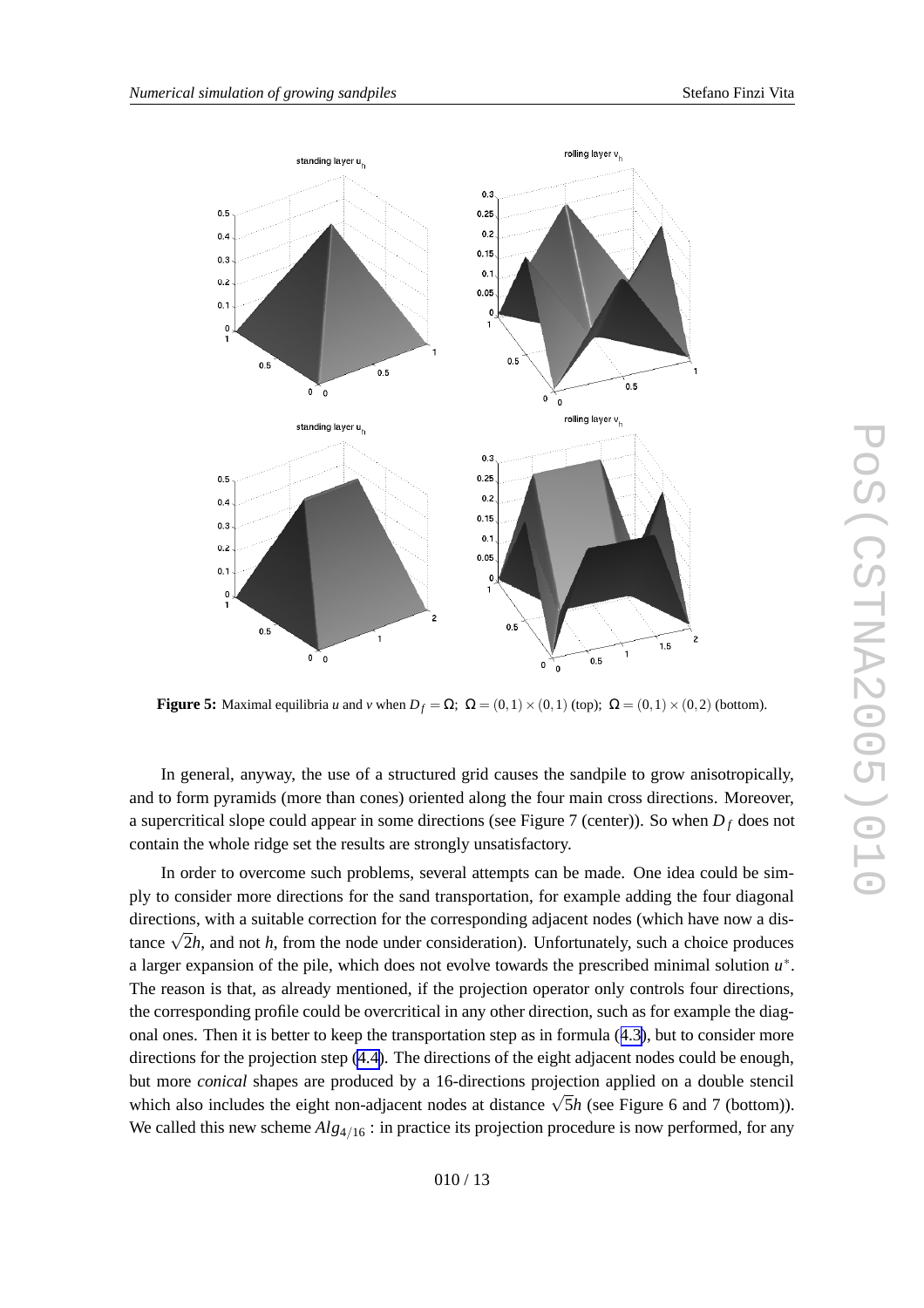**Figure 5:** Maximal equilibria $u$ and $v$ when $D_f = \Omega$; $\Omega = (0,1) \times (0,1)$ (top); $\Omega = (0,1) \times (0,2)$ (bottom).

In general, anyway, the use of a structured grid causes the sandpile to grow anisotropically, and to form pyramids (more than cones) oriented along the four main cross directions. Moreover, a supercritical slope could appear in some directions (see Figure 7 (center)). So when $D_f$ does not contain the whole ridge set the results are strongly unsatisfactory.

In order to overcome such problems, several attempts can be made. One idea could be simply to consider more directions for the sand transportation, for example adding the four diagonal directions, with a suitable correction for the corresponding adjacent nodes (which have now a distance $\sqrt{2}h$, and not $h$, from the node under consideration). Unfortunately, such a choice produces a larger expansion of the pile, which does not evolve towards the prescribed minimal solution $u^*$. The reason is that, as already mentioned, if the projection operator only controls four directions, the corresponding profile could be overcritical in any other direction, such as for example the diagonal ones. Then it is better to keep the transportation step as in formula (4.3), but to consider more directions for the projection step (4.4). The directions of the eight adjacent nodes could be enough, but more *conical* shapes are produced by a 16-directions projection applied on a double stencil which also includes the eight non-adjacent nodes at distance $\sqrt{5}h$ (see Figure 6 and 7 (bottom)). We called this new scheme $Alg_{4/16}$ : in practice its projection procedure is now performed, for any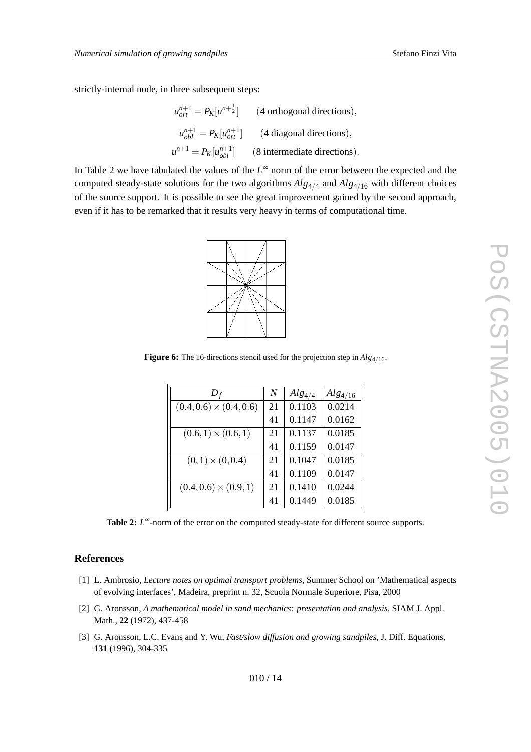strictly-internal node, in three subsequent steps:

$$
\begin{aligned}
u_{ort}^{n+1} &= P_K[u^{n+\frac{1}{2}}] \qquad (4 \text{ orthogonal directions}),\\
u_{obl}^{n+1} &= P_K[u_{ort}^{n+1}] \qquad (4 \text{ diagonal directions}),\\
u^{n+1} &= P_K[u_{obl}^{n+1}] \qquad (8 \text{ intermediate directions}).
\end{aligned}
$$

In Table 2 we have tabulated the values of the $L^\infty$ norm of the error between the expected and the computed steady-state solutions for the two algorithms $Alg_{4/4}$ and $Alg_{4/16}$ with different choices of the source support. It is possible to see the great improvement gained by the second approach, even if it has to be remarked that it results very heavy in terms of computational time.

**Figure 6:** The 16-directions stencil used for the projection step in $Alg_{4/16}$.

| $D_f$ | $N$ | $Alg_{4/4}$ | $Alg_{4/16}$ |
|---|---|---|---|
| $(0.4, 0.6) \times (0.4, 0.6)$ | 21 | 0.1103 | 0.0214 |
| | 41 | 0.1147 | 0.0162 |
| $(0.6, 1) \times (0.6, 1)$ | 21 | 0.1137 | 0.0185 |
| | 41 | 0.1159 | 0.0147 |
| $(0, 1) \times (0, 0.4)$ | 21 | 0.1047 | 0.0185 |
| | 41 | 0.1109 | 0.0147 |
| $(0.4, 0.6) \times (0.9, 1)$ | 21 | 0.1410 | 0.0244 |
| | 41 | 0.1449 | 0.0185 |

**Table 2:** $L^\infty$-norm of the error on the computed steady-state for different source supports.

## References

[1] L. Ambrosio, *Lecture notes on optimal transport problems*, Summer School on 'Mathematical aspects of evolving interfaces', Madeira, preprint n. 32, Scuola Normale Superiore, Pisa, 2000

[2] G. Aronsson, *A mathematical model in sand mechanics: presentation and analysis*, SIAM J. Appl. Math., **22** (1972), 437-458

[3] G. Aronsson, L.C. Evans and Y. Wu, *Fast/slow diffusion and growing sandpiles*, J. Diff. Equations, **131** (1996), 304-335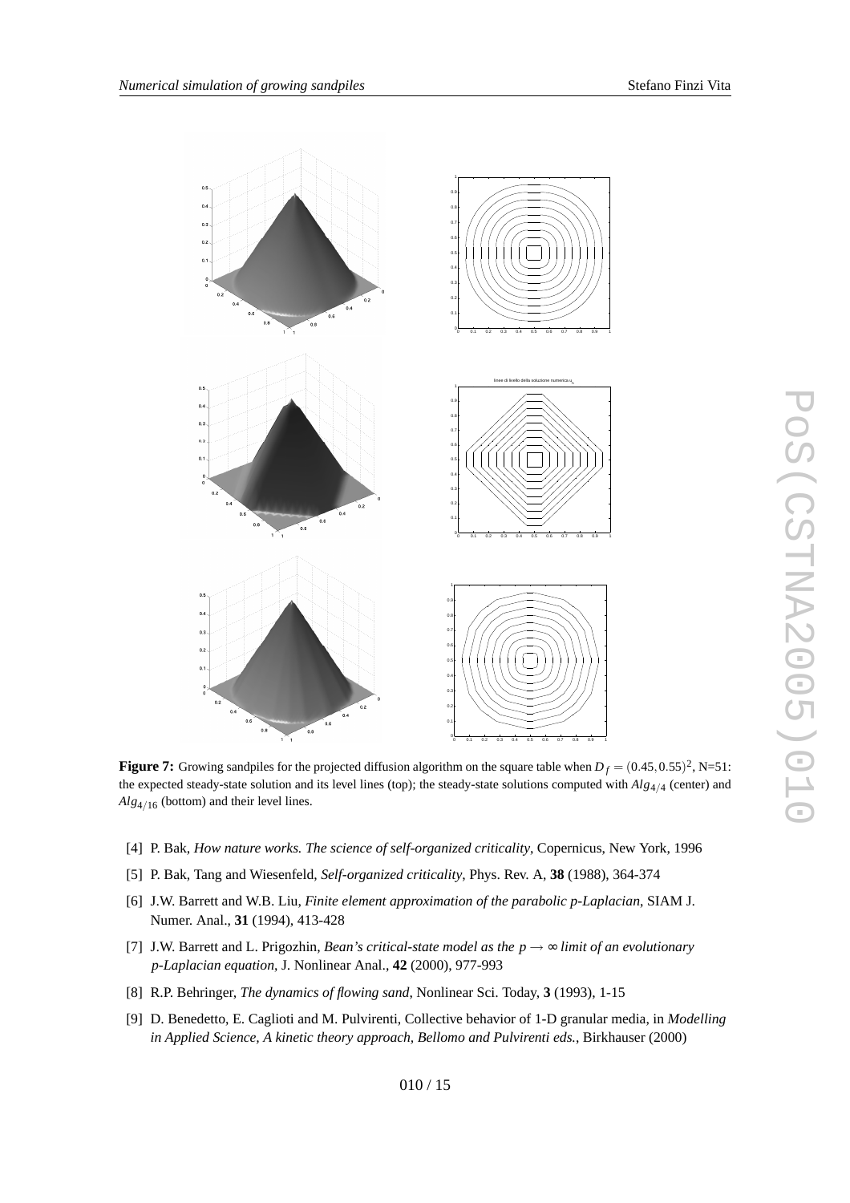**Figure 7:** Growing sandpiles for the projected diffusion algorithm on the square table when $D_f = (0.45, 0.55)^2$, N=51: the expected steady-state solution and its level lines (top); the steady-state solutions computed with $Alg_{4/4}$ (center) and $Alg_{4/16}$ (bottom) and their level lines.

[4] P. Bak, *How nature works. The science of self-organized criticality*, Copernicus, New York, 1996

[5] P. Bak, Tang and Wiesenfeld, *Self-organized criticality*, Phys. Rev. A, **38** (1988), 364-374

[6] J.W. Barrett and W.B. Liu, *Finite element approximation of the parabolic p-Laplacian*, SIAM J. Numer. Anal., **31** (1994), 413-428

[7] J.W. Barrett and L. Prigozhin, *Bean's critical-state model as the $p \to \infty$ limit of an evolutionary p-Laplacian equation*, J. Nonlinear Anal., **42** (2000), 977-993

[8] R.P. Behringer, *The dynamics of flowing sand*, Nonlinear Sci. Today, **3** (1993), 1-15

[9] D. Benedetto, E. Caglioti and M. Pulvirenti, Collective behavior of 1-D granular media, in *Modelling in Applied Science, A kinetic theory approach, Bellomo and Pulvirenti eds.*, Birkhauser (2000)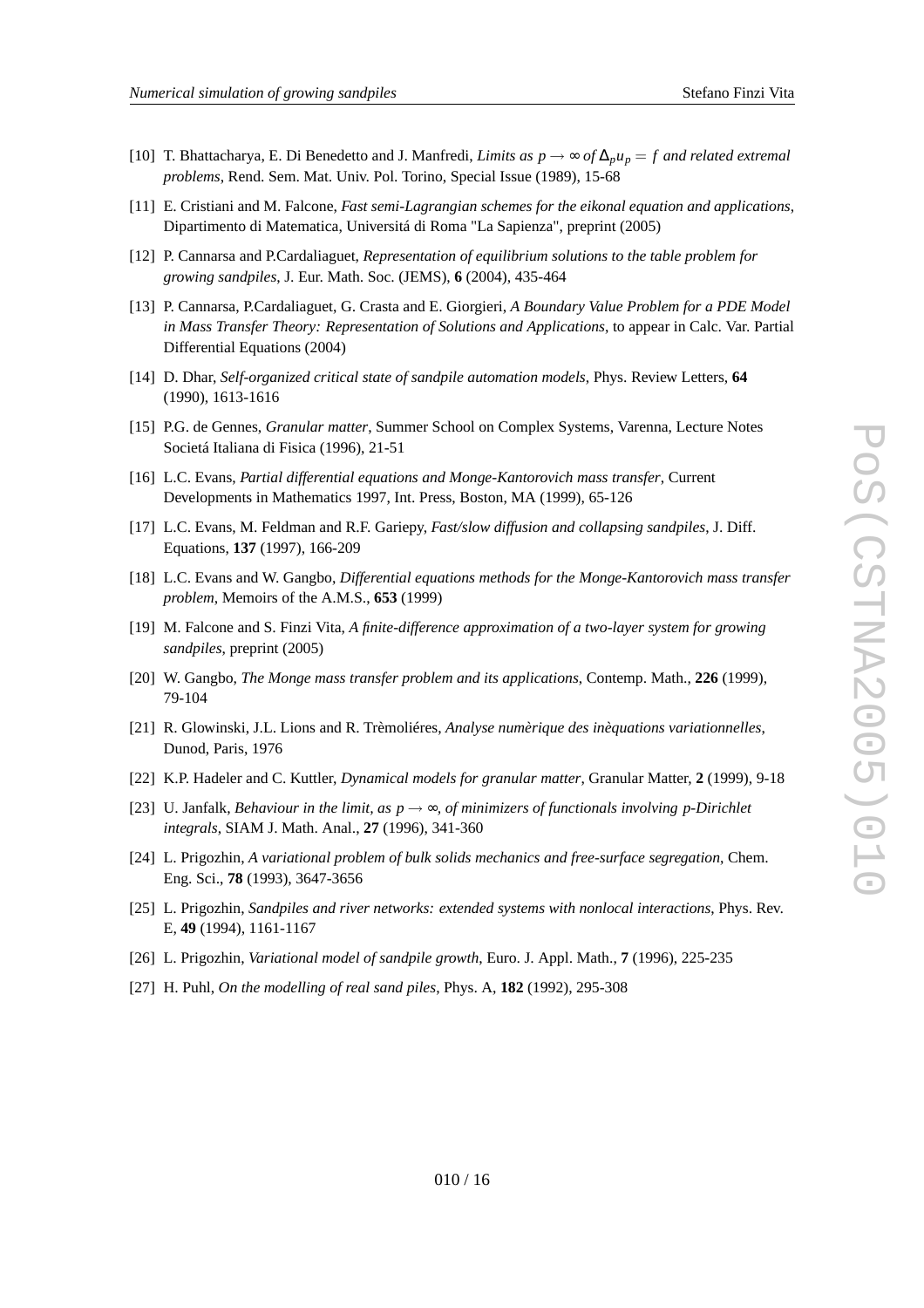[10] T. Bhattacharya, E. Di Benedetto and J. Manfredi, *Limits as $p \to \infty$ of $\Delta_p u_p = f$ and related extremal problems*, Rend. Sem. Mat. Univ. Pol. Torino, Special Issue (1989), 15-68

[11] E. Cristiani and M. Falcone, *Fast semi-Lagrangian schemes for the eikonal equation and applications*, Dipartimento di Matematica, Universitá di Roma "La Sapienza", preprint (2005)

[12] P. Cannarsa and P.Cardaliaguet, *Representation of equilibrium solutions to the table problem for growing sandpiles*, J. Eur. Math. Soc. (JEMS), **6** (2004), 435-464

[13] P. Cannarsa, P.Cardaliaguet, G. Crasta and E. Giorgieri, *A Boundary Value Problem for a PDE Model in Mass Transfer Theory: Representation of Solutions and Applications*, to appear in Calc. Var. Partial Differential Equations (2004)

[14] D. Dhar, *Self-organized critical state of sandpile automation models*, Phys. Review Letters, **64** (1990), 1613-1616

[15] P.G. de Gennes, *Granular matter*, Summer School on Complex Systems, Varenna, Lecture Notes Societá Italiana di Fisica (1996), 21-51

[16] L.C. Evans, *Partial differential equations and Monge-Kantorovich mass transfer*, Current Developments in Mathematics 1997, Int. Press, Boston, MA (1999), 65-126

[17] L.C. Evans, M. Feldman and R.F. Gariepy, *Fast/slow diffusion and collapsing sandpiles*, J. Diff. Equations, **137** (1997), 166-209

[18] L.C. Evans and W. Gangbo, *Differential equations methods for the Monge-Kantorovich mass transfer problem*, Memoirs of the A.M.S., **653** (1999)

[19] M. Falcone and S. Finzi Vita, *A finite-difference approximation of a two-layer system for growing sandpiles*, preprint (2005)

[20] W. Gangbo, *The Monge mass transfer problem and its applications*, Contemp. Math., **226** (1999), 79-104

[21] R. Glowinski, J.L. Lions and R. Trèmoliéres, *Analyse numèrique des inèquations variationnelles*, Dunod, Paris, 1976

[22] K.P. Hadeler and C. Kuttler, *Dynamical models for granular matter*, Granular Matter, **2** (1999), 9-18

[23] U. Janfalk, *Behaviour in the limit, as $p \to \infty$, of minimizers of functionals involving p-Dirichlet integrals*, SIAM J. Math. Anal., **27** (1996), 341-360

[24] L. Prigozhin, *A variational problem of bulk solids mechanics and free-surface segregation*, Chem. Eng. Sci., **78** (1993), 3647-3656

[25] L. Prigozhin, *Sandpiles and river networks: extended systems with nonlocal interactions*, Phys. Rev. E, **49** (1994), 1161-1167

[26] L. Prigozhin, *Variational model of sandpile growth*, Euro. J. Appl. Math., **7** (1996), 225-235

[27] H. Puhl, *On the modelling of real sand piles*, Phys. A, **182** (1992), 295-308